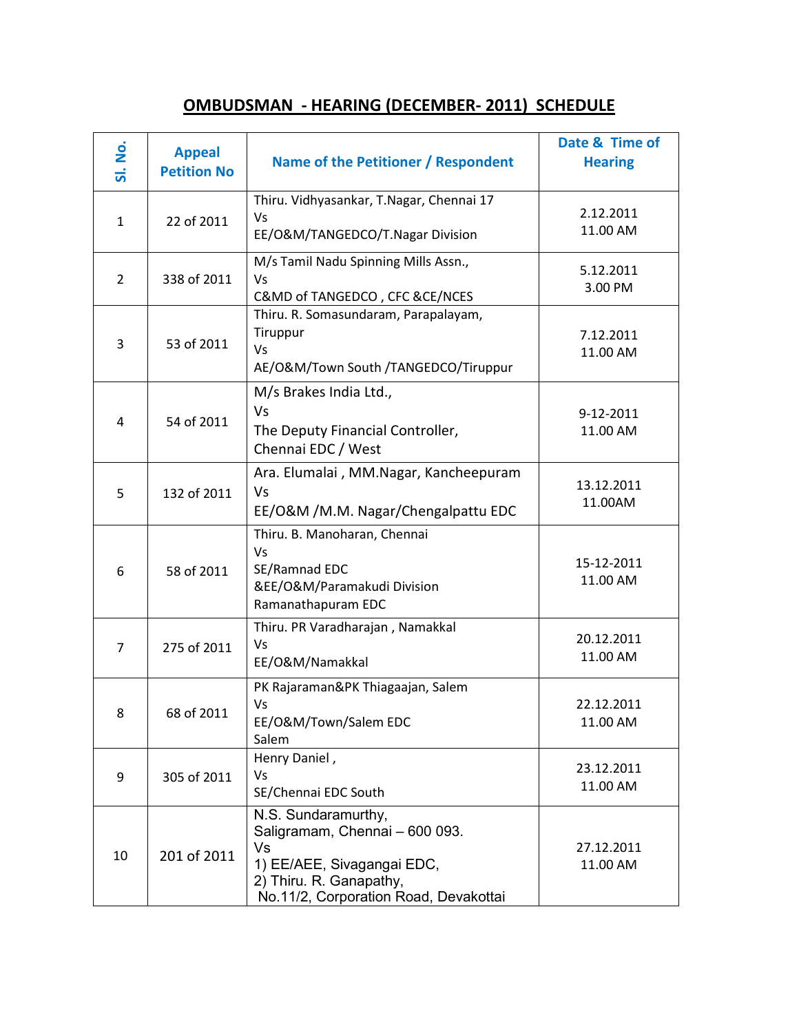# OMBUDSMAN - HEARING (DECEMBER- 2011) SCHEDULE

| Sl. No. | Appeal Petition No | Name of the Petitioner / Respondent | Date & Time of Hearing |
|---|---|---|---|
| 1 | 22 of 2011 | Thiru. Vidhyasankar, T.Nagar, Chennai 17<br>Vs<br>EE/O&M/TANGEDCO/T.Nagar Division | 2.12.2011<br>11.00 AM |
| 2 | 338 of 2011 | M/s Tamil Nadu Spinning Mills Assn.,<br>Vs<br>C&MD of TANGEDCO , CFC &CE/NCES | 5.12.2011<br>3.00 PM |
| 3 | 53 of 2011 | Thiru. R. Somasundaram, Parapalayam, Tiruppur<br>Vs<br>AE/O&M/Town South /TANGEDCO/Tiruppur | 7.12.2011<br>11.00 AM |
| 4 | 54 of 2011 | M/s Brakes India Ltd.,<br>Vs<br>The Deputy Financial Controller,<br>Chennai EDC / West | 9-12-2011<br>11.00 AM |
| 5 | 132 of 2011 | Ara. Elumalai , MM.Nagar, Kancheepuram<br>Vs<br>EE/O&M /M.M. Nagar/Chengalpattu EDC | 13.12.2011<br>11.00AM |
| 6 | 58 of 2011 | Thiru. B. Manoharan, Chennai<br>Vs<br>SE/Ramnad EDC<br>&EE/O&M/Paramakudi Division<br>Ramanathapuram EDC | 15-12-2011<br>11.00 AM |
| 7 | 275 of 2011 | Thiru. PR Varadharajan , Namakkal<br>Vs<br>EE/O&M/Namakkal | 20.12.2011<br>11.00 AM |
| 8 | 68 of 2011 | PK Rajaraman&PK Thiagaajan, Salem<br>Vs<br>EE/O&M/Town/Salem EDC<br>Salem | 22.12.2011<br>11.00 AM |
| 9 | 305 of 2011 | Henry Daniel ,<br>Vs<br>SE/Chennai EDC South | 23.12.2011<br>11.00 AM |
| 10 | 201 of 2011 | N.S. Sundaramurthy,<br>Saligramam, Chennai – 600 093.<br>Vs<br>1) EE/AEE, Sivagangai EDC,<br>2) Thiru. R. Ganapathy,<br>No.11/2, Corporation Road, Devakottai | 27.12.2011<br>11.00 AM |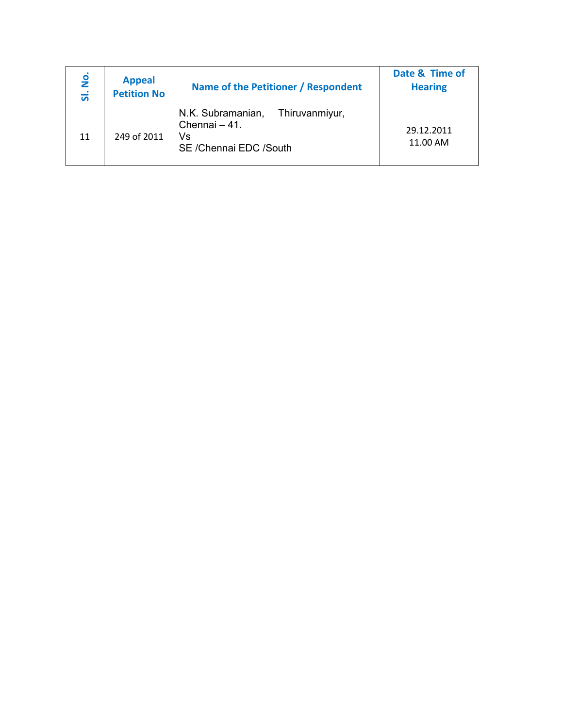| Sl. No. | Appeal Petition No | Name of the Petitioner / Respondent | Date & Time of Hearing |
|---|---|---|---|
| 11 | 249 of 2011 | N.K. Subramanian, Thiruvanmiyur, Chennai – 41.<br>Vs<br>SE /Chennai EDC /South | 29.12.2011<br>11.00 AM |